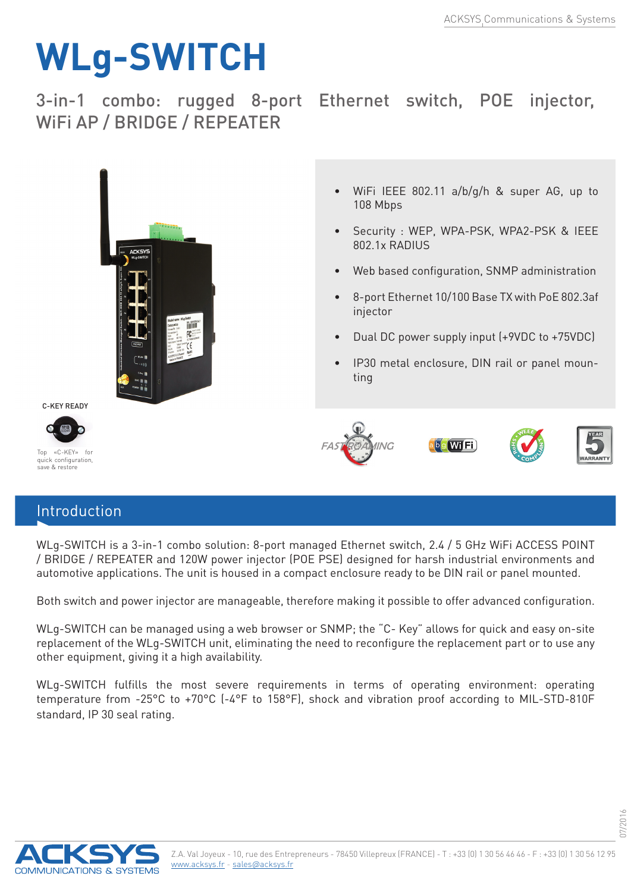# WLg-SWITCH

3-in-1 combo: rugged 8-port Ethernet switch, POE injector, WiFi AP / BRIDGE / REPEATER

- WiFi IEEE 802.11 a/b/g/h & super AG, up to 108 Mbps
- Security : WEP, WPA-PSK, WPA2-PSK & IEEE 802.1x RADIUS
- Web based configuration, SNMP administration
- 8-port Ethernet 10/100 Base TX with PoE 802.3af injector
- Dual DC power supply input (+9VDC to +75VDC)
- IP30 metal enclosure, DIN rail or panel mounting

C-KEY READY

Top «C-KEY» for quick configuration, save & restore

## Introduction

WLg-SWITCH is a 3-in-1 combo solution: 8-port managed Ethernet switch, 2.4 / 5 GHz WiFi ACCESS POINT / BRIDGE / REPEATER and 120W power injector (POE PSE) designed for harsh industrial environments and automotive applications. The unit is housed in a compact enclosure ready to be DIN rail or panel mounted.

Both switch and power injector are manageable, therefore making it possible to offer advanced configuration.

WLg-SWITCH can be managed using a web browser or SNMP; the "C- Key" allows for quick and easy on-site replacement of the WLg-SWITCH unit, eliminating the need to reconfigure the replacement part or to use any other equipment, giving it a high availability.

WLg-SWITCH fulfills the most severe requirements in terms of operating environment: operating temperature from -25°C to +70°C (-4°F to 158°F), shock and vibration proof according to MIL-STD-810F standard, IP 30 seal rating.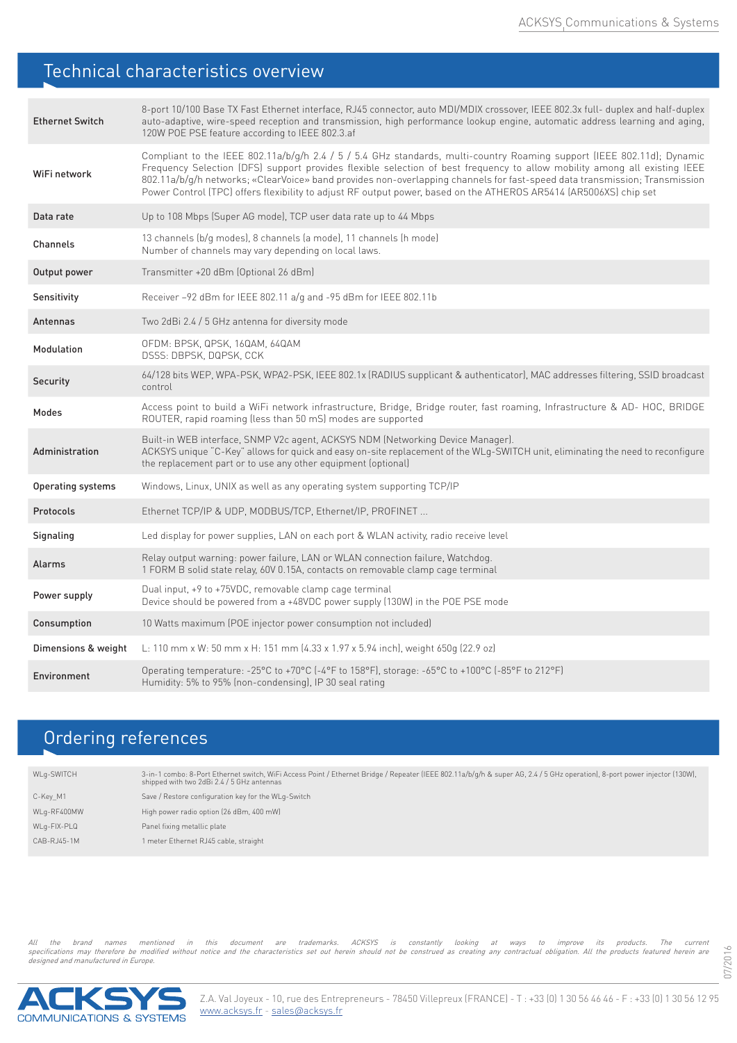## Technical characteristics overview

| | |
|---|---|
| **Ethernet Switch** | 8-port 10/100 Base TX Fast Ethernet interface, RJ45 connector, auto MDI/MDIX crossover, IEEE 802.3x full- duplex and half-duplex auto-adaptive, wire-speed reception and transmission, high performance lookup engine, automatic address learning and aging, 120W POE PSE feature according to IEEE 802.3.af |
| **WiFi network** | Compliant to the IEEE 802.11a/b/g/h 2.4 / 5 / 5.4 GHz standards, multi-country Roaming support (IEEE 802.11d); Dynamic Frequency Selection (DFS) support provides flexible selection of best frequency to allow mobility among all existing IEEE 802.11a/b/g/h networks; «ClearVoice» band provides non-overlapping channels for fast-speed data transmission; Transmission Power Control (TPC) offers flexibility to adjust RF output power, based on the ATHEROS AR5414 (AR5006XS) chip set |
| **Data rate** | Up to 108 Mbps (Super AG mode), TCP user data rate up to 44 Mbps |
| **Channels** | 13 channels (b/g modes), 8 channels (a mode), 11 channels (h mode)<br>Number of channels may vary depending on local laws. |
| **Output power** | Transmitter +20 dBm (Optional 26 dBm) |
| **Sensitivity** | Receiver –92 dBm for IEEE 802.11 a/g and -95 dBm for IEEE 802.11b |
| **Antennas** | Two 2dBi 2.4 / 5 GHz antenna for diversity mode |
| **Modulation** | OFDM: BPSK, QPSK, 16QAM, 64QAM<br>DSSS: DBPSK, DQPSK, CCK |
| **Security** | 64/128 bits WEP, WPA-PSK, WPA2-PSK, IEEE 802.1x (RADIUS supplicant & authenticator), MAC addresses filtering, SSID broadcast control |
| **Modes** | Access point to build a WiFi network infrastructure, Bridge, Bridge router, fast roaming, Infrastructure & AD- HOC, BRIDGE ROUTER, rapid roaming (less than 50 mS) modes are supported |
| **Administration** | Built-in WEB interface, SNMP V2c agent, ACKSYS NDM (Networking Device Manager).<br>ACKSYS unique "C-Key" allows for quick and easy on-site replacement of the WLg-SWITCH unit, eliminating the need to reconfigure the replacement part or to use any other equipment (optional) |
| **Operating systems** | Windows, Linux, UNIX as well as any operating system supporting TCP/IP |
| **Protocols** | Ethernet TCP/IP & UDP, MODBUS/TCP, Ethernet/IP, PROFINET ... |
| **Signaling** | Led display for power supplies, LAN on each port & WLAN activity, radio receive level |
| **Alarms** | Relay output warning: power failure, LAN or WLAN connection failure, Watchdog.<br>1 FORM B solid state relay, 60V 0.15A, contacts on removable clamp cage terminal |
| **Power supply** | Dual input, +9 to +75VDC, removable clamp cage terminal<br>Device should be powered from a +48VDC power supply (130W) in the POE PSE mode |
| **Consumption** | 10 Watts maximum (POE injector power consumption not included) |
| **Dimensions & weight** | L: 110 mm x W: 50 mm x H: 151 mm (4.33 x 1.97 x 5.94 inch), weight 650g (22.9 oz) |
| **Environment** | Operating temperature: -25°C to +70°C (-4°F to 158°F), storage: -65°C to +100°C (-85°F to 212°F)<br>Humidity: 5% to 95% (non-condensing), IP 30 seal rating |

## Ordering references

| | |
|---|---|
| WLg-SWITCH | 3-in-1 combo: 8-Port Ethernet switch, WiFi Access Point / Ethernet Bridge / Repeater (IEEE 802.11a/b/g/h & super AG, 2.4 / 5 GHz operation), 8-port power injector (130W), shipped with two 2dBi 2.4 / 5 GHz antennas |
| C-Key_M1 | Save / Restore configuration key for the WLg-Switch |
| WLg-RF400MW | High power radio option (26 dBm, 400 mW) |
| WLg-FIX-PLQ | Panel fixing metallic plate |
| CAB-RJ45-1M | 1 meter Ethernet RJ45 cable, straight |

*All the brand names mentioned in this document are trademarks. ACKSYS is constantly looking at ways to improve its products. The current specifications may therefore be modified without notice and the characteristics set out herein should not be construed as creating any contractual obligation. All the products featured herein are designed and manufactured in Europe.*

07/2016

ACKSYS COMMUNICATIONS & SYSTEMS

Z.A. Val Joyeux - 10, rue des Entrepreneurs - 78450 Villepreux (FRANCE) - T : +33 (0) 1 30 56 46 46 - F : +33 (0) 1 30 56 12 95
www.acksys.fr - sales@acksys.fr